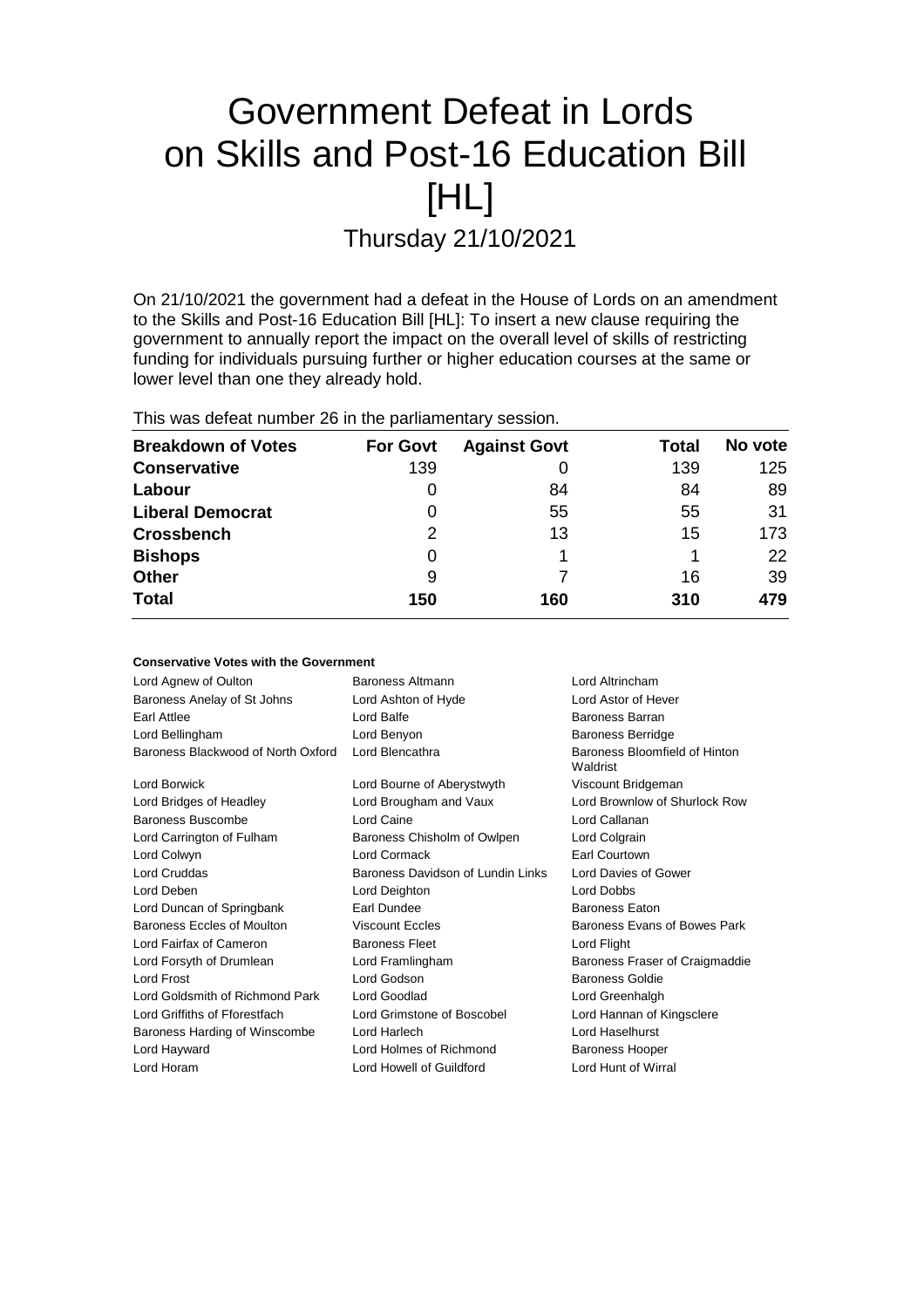# Government Defeat in Lords on Skills and Post-16 Education Bill [HL]

## Thursday 21/10/2021

On 21/10/2021 the government had a defeat in the House of Lords on an amendment to the Skills and Post-16 Education Bill [HL]: To insert a new clause requiring the government to annually report the impact on the overall level of skills of restricting funding for individuals pursuing further or higher education courses at the same or lower level than one they already hold.

This was defeat number 26 in the parliamentary session.

| Breakdown of Votes | For Govt | Against Govt | Total | No vote |
|---|---|---|---|---|
| **Conservative** | 139 | 0 | 139 | 125 |
| **Labour** | 0 | 84 | 84 | 89 |
| **Liberal Democrat** | 0 | 55 | 55 | 31 |
| **Crossbench** | 2 | 13 | 15 | 173 |
| **Bishops** | 0 | 1 | 1 | 22 |
| **Other** | 9 | 7 | 16 | 39 |
| **Total** | **150** | **160** | **310** | **479** |

### Conservative Votes with the Government

| | | |
|---|---|---|
| Lord Agnew of Oulton | Baroness Altmann | Lord Altrincham |
| Baroness Anelay of St Johns | Lord Ashton of Hyde | Lord Astor of Hever |
| Earl Attlee | Lord Balfe | Baroness Barran |
| Lord Bellingham | Lord Benyon | Baroness Berridge |
| Baroness Blackwood of North Oxford | Lord Blencathra | Baroness Bloomfield of Hinton Waldrist |
| Lord Borwick | Lord Bourne of Aberystwyth | Viscount Bridgeman |
| Lord Bridges of Headley | Lord Brougham and Vaux | Lord Brownlow of Shurlock Row |
| Baroness Buscombe | Lord Caine | Lord Callanan |
| Lord Carrington of Fulham | Baroness Chisholm of Owlpen | Lord Colgrain |
| Lord Colwyn | Lord Cormack | Earl Courtown |
| Lord Cruddas | Baroness Davidson of Lundin Links | Lord Davies of Gower |
| Lord Deben | Lord Deighton | Lord Dobbs |
| Lord Duncan of Springbank | Earl Dundee | Baroness Eaton |
| Baroness Eccles of Moulton | Viscount Eccles | Baroness Evans of Bowes Park |
| Lord Fairfax of Cameron | Baroness Fleet | Lord Flight |
| Lord Forsyth of Drumlean | Lord Framlingham | Baroness Fraser of Craigmaddie |
| Lord Frost | Lord Godson | Baroness Goldie |
| Lord Goldsmith of Richmond Park | Lord Goodlad | Lord Greenhalgh |
| Lord Griffiths of Fforestfach | Lord Grimstone of Boscobel | Lord Hannan of Kingsclere |
| Baroness Harding of Winscombe | Lord Harlech | Lord Haselhurst |
| Lord Hayward | Lord Holmes of Richmond | Baroness Hooper |
| Lord Horam | Lord Howell of Guildford | Lord Hunt of Wirral |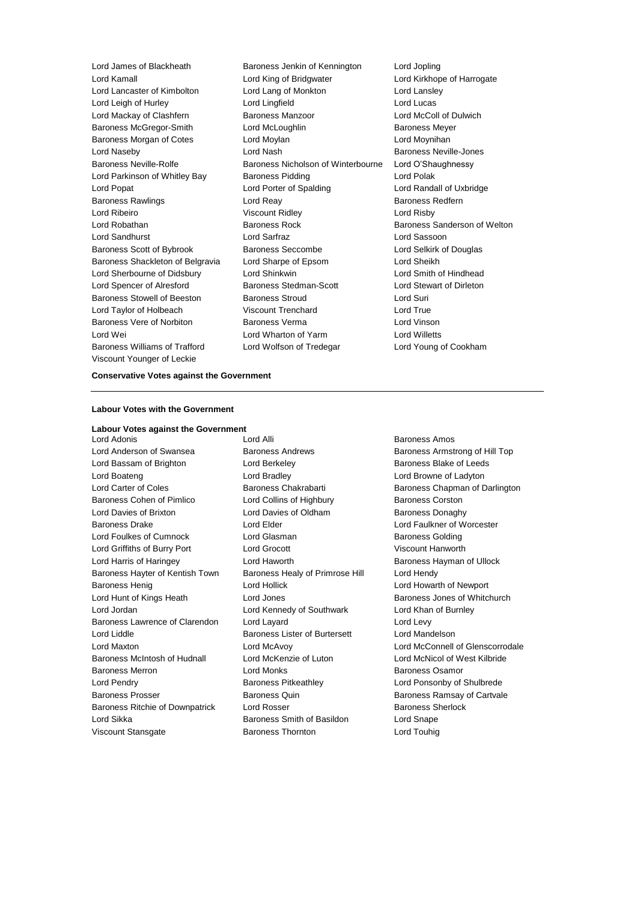Lord James of Blackheath
Baroness Jenkin of Kennington
Lord Jopling
Lord Kamall
Lord King of Bridgwater
Lord Kirkhope of Harrogate
Lord Lancaster of Kimbolton
Lord Lang of Monkton
Lord Lansley
Lord Leigh of Hurley
Lord Lingfield
Lord Lucas
Lord Mackay of Clashfern
Baroness Manzoor
Lord McColl of Dulwich
Baroness McGregor-Smith
Lord McLoughlin
Baroness Meyer
Baroness Morgan of Cotes
Lord Moylan
Lord Moynihan
Lord Naseby
Lord Nash
Baroness Neville-Jones
Baroness Neville-Rolfe
Baroness Nicholson of Winterbourne
Lord O'Shaughnessy
Lord Parkinson of Whitley Bay
Baroness Pidding
Lord Polak
Lord Popat
Lord Porter of Spalding
Lord Randall of Uxbridge
Baroness Rawlings
Lord Reay
Baroness Redfern
Lord Ribeiro
Viscount Ridley
Lord Risby
Lord Robathan
Baroness Rock
Baroness Sanderson of Welton
Lord Sandhurst
Lord Sarfraz
Lord Sassoon
Baroness Scott of Bybrook
Baroness Seccombe
Lord Selkirk of Douglas
Baroness Shackleton of Belgravia
Lord Sharpe of Epsom
Lord Sheikh
Lord Sherbourne of Didsbury
Lord Shinkwin
Lord Smith of Hindhead
Lord Spencer of Alresford
Baroness Stedman-Scott
Lord Stewart of Dirleton
Baroness Stowell of Beeston
Baroness Stroud
Lord Suri
Lord Taylor of Holbeach
Viscount Trenchard
Lord True
Baroness Vere of Norbiton
Baroness Verma
Lord Vinson
Lord Wei
Lord Wharton of Yarm
Lord Willetts
Baroness Williams of Trafford
Lord Wolfson of Tredegar
Lord Young of Cookham
Viscount Younger of Leckie

**Conservative Votes against the Government**

---

**Labour Votes with the Government**

**Labour Votes against the Government**

Lord Adonis
Lord Alli
Baroness Amos
Lord Anderson of Swansea
Baroness Andrews
Baroness Armstrong of Hill Top
Lord Bassam of Brighton
Lord Berkeley
Baroness Blake of Leeds
Lord Boateng
Lord Bradley
Lord Browne of Ladyton
Lord Carter of Coles
Baroness Chakrabarti
Baroness Chapman of Darlington
Baroness Cohen of Pimlico
Lord Collins of Highbury
Baroness Corston
Lord Davies of Brixton
Lord Davies of Oldham
Baroness Donaghy
Baroness Drake
Lord Elder
Lord Faulkner of Worcester
Lord Foulkes of Cumnock
Lord Glasman
Baroness Golding
Lord Griffiths of Burry Port
Lord Grocott
Viscount Hanworth
Lord Harris of Haringey
Lord Haworth
Baroness Hayman of Ullock
Baroness Hayter of Kentish Town
Baroness Healy of Primrose Hill
Lord Hendy
Baroness Henig
Lord Hollick
Lord Howarth of Newport
Lord Hunt of Kings Heath
Lord Jones
Baroness Jones of Whitchurch
Lord Jordan
Lord Kennedy of Southwark
Lord Khan of Burnley
Baroness Lawrence of Clarendon
Lord Layard
Lord Levy
Lord Liddle
Baroness Lister of Burtersett
Lord Mandelson
Lord Maxton
Lord McAvoy
Lord McConnell of Glenscorrodale
Baroness McIntosh of Hudnall
Lord McKenzie of Luton
Lord McNicol of West Kilbride
Baroness Merron
Lord Monks
Baroness Osamor
Lord Pendry
Baroness Pitkeathley
Lord Ponsonby of Shulbrede
Baroness Prosser
Baroness Quin
Baroness Ramsay of Cartvale
Baroness Ritchie of Downpatrick
Lord Rosser
Baroness Sherlock
Lord Sikka
Baroness Smith of Basildon
Lord Snape
Viscount Stansgate
Baroness Thornton
Lord Touhig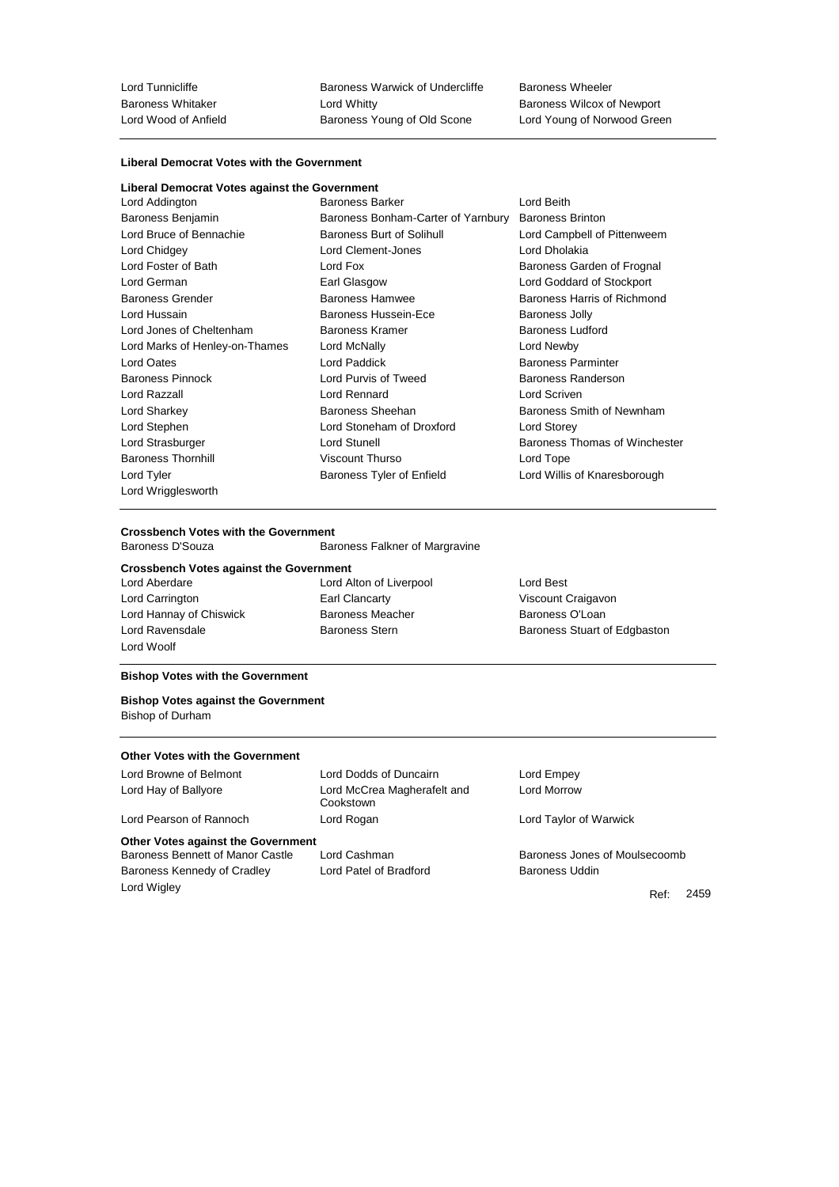| | | |
|---|---|---|
| Lord Tunnicliffe | Baroness Warwick of Undercliffe | Baroness Wheeler |
| Baroness Whitaker | Lord Whitty | Baroness Wilcox of Newport |
| Lord Wood of Anfield | Baroness Young of Old Scone | Lord Young of Norwood Green |

**Liberal Democrat Votes with the Government**

**Liberal Democrat Votes against the Government**

| | | |
|---|---|---|
| Lord Addington | Baroness Barker | Lord Beith |
| Baroness Benjamin | Baroness Bonham-Carter of Yarnbury | Baroness Brinton |
| Lord Bruce of Bennachie | Baroness Burt of Solihull | Lord Campbell of Pittenweem |
| Lord Chidgey | Lord Clement-Jones | Lord Dholakia |
| Lord Foster of Bath | Lord Fox | Baroness Garden of Frognal |
| Lord German | Earl Glasgow | Lord Goddard of Stockport |
| Baroness Grender | Baroness Hamwee | Baroness Harris of Richmond |
| Lord Hussain | Baroness Hussein-Ece | Baroness Jolly |
| Lord Jones of Cheltenham | Baroness Kramer | Baroness Ludford |
| Lord Marks of Henley-on-Thames | Lord McNally | Lord Newby |
| Lord Oates | Lord Paddick | Baroness Parminter |
| Baroness Pinnock | Lord Purvis of Tweed | Baroness Randerson |
| Lord Razzall | Lord Rennard | Lord Scriven |
| Lord Sharkey | Baroness Sheehan | Baroness Smith of Newnham |
| Lord Stephen | Lord Stoneham of Droxford | Lord Storey |
| Lord Strasburger | Lord Stunell | Baroness Thomas of Winchester |
| Baroness Thornhill | Viscount Thurso | Lord Tope |
| Lord Tyler | Baroness Tyler of Enfield | Lord Willis of Knaresborough |
| Lord Wrigglesworth | | |

**Crossbench Votes with the Government**

| | | |
|---|---|---|
| Baroness D'Souza | Baroness Falkner of Margravine | |

**Crossbench Votes against the Government**

| | | |
|---|---|---|
| Lord Aberdare | Lord Alton of Liverpool | Lord Best |
| Lord Carrington | Earl Clancarty | Viscount Craigavon |
| Lord Hannay of Chiswick | Baroness Meacher | Baroness O'Loan |
| Lord Ravensdale | Baroness Stern | Baroness Stuart of Edgbaston |
| Lord Woolf | | |

**Bishop Votes with the Government**

**Bishop Votes against the Government**

Bishop of Durham

**Other Votes with the Government**

| | | |
|---|---|---|
| Lord Browne of Belmont | Lord Dodds of Duncairn | Lord Empey |
| Lord Hay of Ballyore | Lord McCrea Magherafelt and Cookstown | Lord Morrow |
| Lord Pearson of Rannoch | Lord Rogan | Lord Taylor of Warwick |

**Other Votes against the Government**

| | | |
|---|---|---|
| Baroness Bennett of Manor Castle | Lord Cashman | Baroness Jones of Moulsecoomb |
| Baroness Kennedy of Cradley | Lord Patel of Bradford | Baroness Uddin |
| Lord Wigley | | |

Ref: 2459